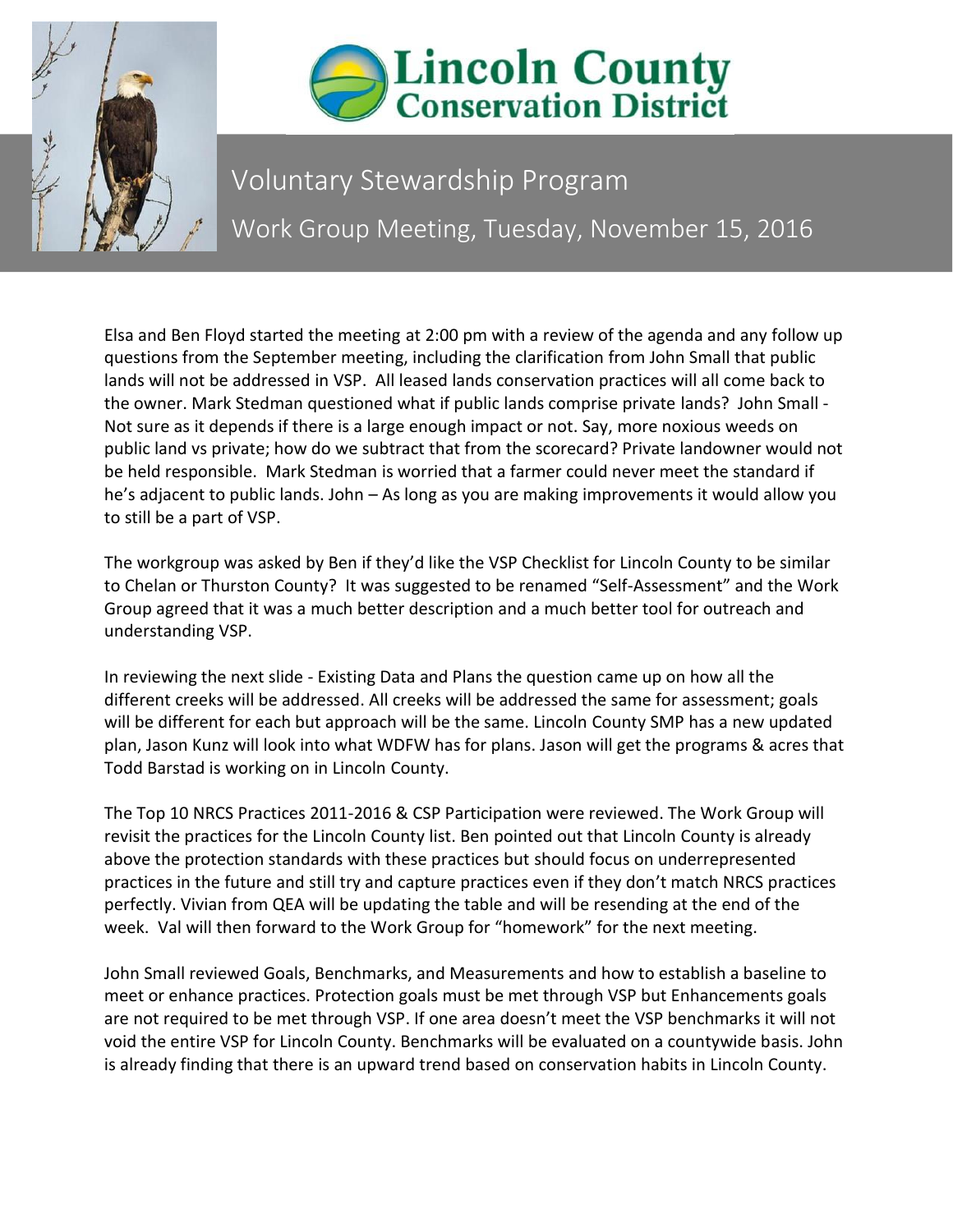# Lincoln County Conservation District

## Voluntary Stewardship Program

### Work Group Meeting, Tuesday, November 15, 2016

Elsa and Ben Floyd started the meeting at 2:00 pm with a review of the agenda and any follow up questions from the September meeting, including the clarification from John Small that public lands will not be addressed in VSP. All leased lands conservation practices will all come back to the owner. Mark Stedman questioned what if public lands comprise private lands? John Small - Not sure as it depends if there is a large enough impact or not. Say, more noxious weeds on public land vs private; how do we subtract that from the scorecard? Private landowner would not be held responsible. Mark Stedman is worried that a farmer could never meet the standard if he's adjacent to public lands. John – As long as you are making improvements it would allow you to still be a part of VSP.

The workgroup was asked by Ben if they'd like the VSP Checklist for Lincoln County to be similar to Chelan or Thurston County? It was suggested to be renamed "Self-Assessment" and the Work Group agreed that it was a much better description and a much better tool for outreach and understanding VSP.

In reviewing the next slide - Existing Data and Plans the question came up on how all the different creeks will be addressed. All creeks will be addressed the same for assessment; goals will be different for each but approach will be the same. Lincoln County SMP has a new updated plan, Jason Kunz will look into what WDFW has for plans. Jason will get the programs & acres that Todd Barstad is working on in Lincoln County.

The Top 10 NRCS Practices 2011-2016 & CSP Participation were reviewed. The Work Group will revisit the practices for the Lincoln County list. Ben pointed out that Lincoln County is already above the protection standards with these practices but should focus on underrepresented practices in the future and still try and capture practices even if they don't match NRCS practices perfectly. Vivian from QEA will be updating the table and will be resending at the end of the week. Val will then forward to the Work Group for "homework" for the next meeting.

John Small reviewed Goals, Benchmarks, and Measurements and how to establish a baseline to meet or enhance practices. Protection goals must be met through VSP but Enhancements goals are not required to be met through VSP. If one area doesn't meet the VSP benchmarks it will not void the entire VSP for Lincoln County. Benchmarks will be evaluated on a countywide basis. John is already finding that there is an upward trend based on conservation habits in Lincoln County.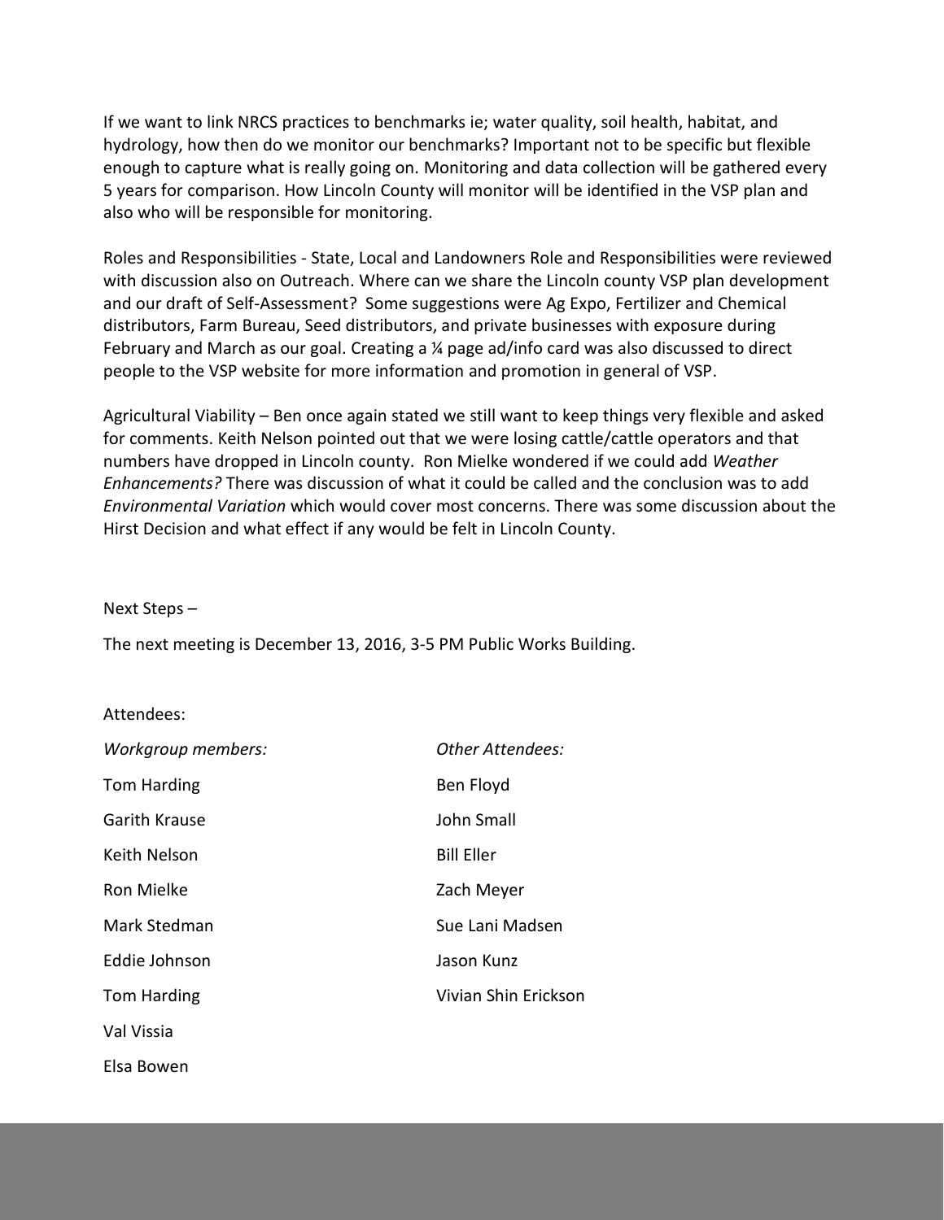If we want to link NRCS practices to benchmarks ie; water quality, soil health, habitat, and hydrology, how then do we monitor our benchmarks? Important not to be specific but flexible enough to capture what is really going on. Monitoring and data collection will be gathered every 5 years for comparison. How Lincoln County will monitor will be identified in the VSP plan and also who will be responsible for monitoring.

Roles and Responsibilities - State, Local and Landowners Role and Responsibilities were reviewed with discussion also on Outreach. Where can we share the Lincoln county VSP plan development and our draft of Self-Assessment? Some suggestions were Ag Expo, Fertilizer and Chemical distributors, Farm Bureau, Seed distributors, and private businesses with exposure during February and March as our goal. Creating a ¼ page ad/info card was also discussed to direct people to the VSP website for more information and promotion in general of VSP.

Agricultural Viability – Ben once again stated we still want to keep things very flexible and asked for comments. Keith Nelson pointed out that we were losing cattle/cattle operators and that numbers have dropped in Lincoln county. Ron Mielke wondered if we could add *Weather Enhancements?* There was discussion of what it could be called and the conclusion was to add *Environmental Variation* which would cover most concerns. There was some discussion about the Hirst Decision and what effect if any would be felt in Lincoln County.

Next Steps –

The next meeting is December 13, 2016, 3-5 PM Public Works Building.

Attendees:

| *Workgroup members:* | *Other Attendees:* |
| --- | --- |
| Tom Harding | Ben Floyd |
| Garith Krause | John Small |
| Keith Nelson | Bill Eller |
| Ron Mielke | Zach Meyer |
| Mark Stedman | Sue Lani Madsen |
| Eddie Johnson | Jason Kunz |
| Tom Harding | Vivian Shin Erickson |
| Val Vissia | |
| Elsa Bowen | |